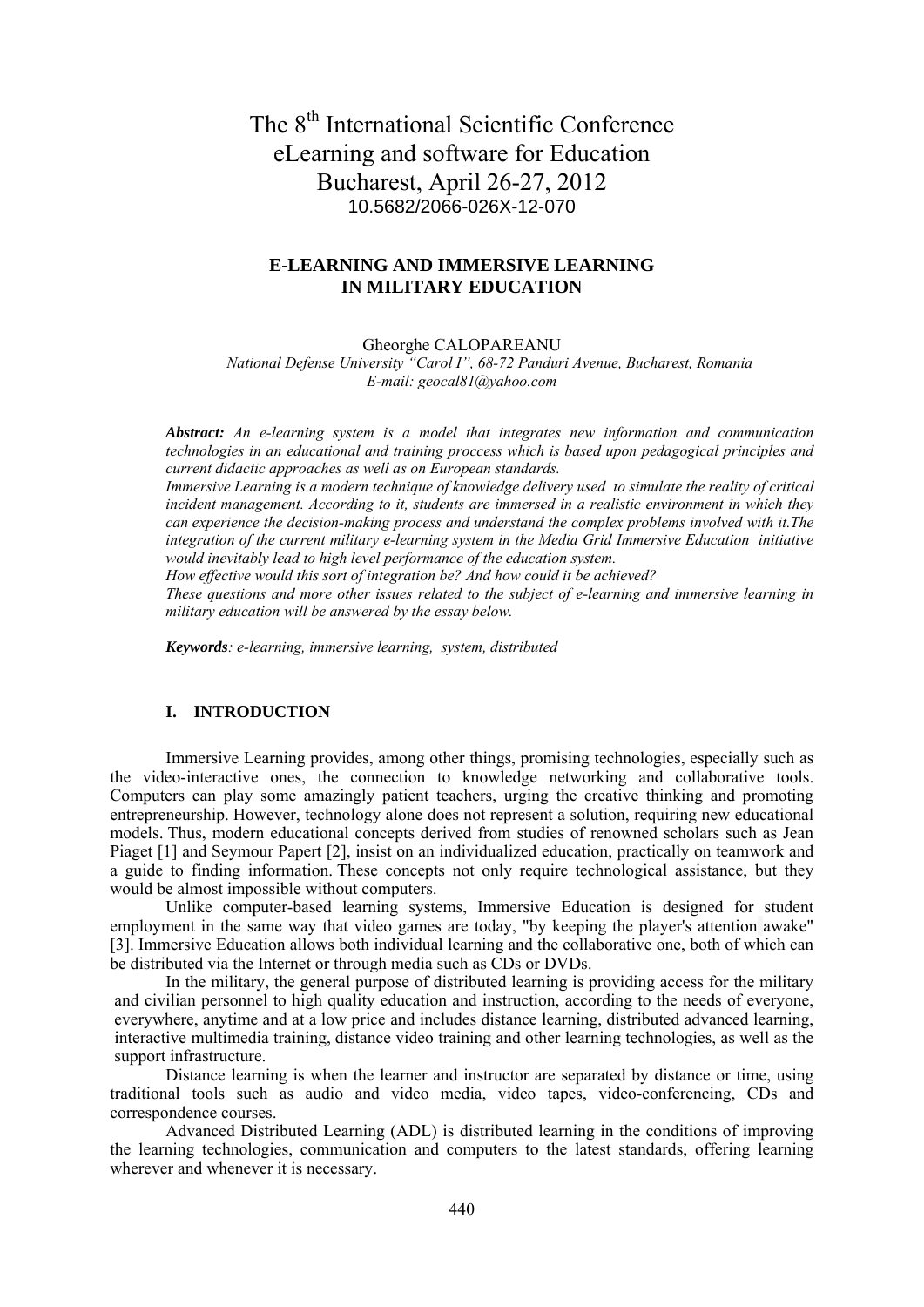# The 8th International Scientific Conference eLearning and software for Education Bucharest, April 26-27, 2012

10.5682/2066-026X-12-070

## E-LEARNING AND IMMERSIVE LEARNING IN MILITARY EDUCATION

Gheorghe CALOPAREANU

*National Defense University "Carol I", 68-72 Panduri Avenue, Bucharest, Romania*

*E-mail: geocal81@yahoo.com*

***Abstract:*** *An e-learning system is a model that integrates new information and communication technologies in an educational and training proccess which is based upon pedagogical principles and current didactic approaches as well as on European standards.*

*Immersive Learning is a modern technique of knowledge delivery used to simulate the reality of critical incident management. According to it, students are immersed in a realistic environment in which they can experience the decision-making process and understand the complex problems involved with it.The integration of the current military e-learning system in the Media Grid Immersive Education initiative would inevitably lead to high level performance of the education system.*

*How effective would this sort of integration be? And how could it be achieved?*

*These questions and more other issues related to the subject of e-learning and immersive learning in military education will be answered by the essay below.*

***Keywords****: e-learning, immersive learning, system, distributed*

### I. INTRODUCTION

Immersive Learning provides, among other things, promising technologies, especially such as the video-interactive ones, the connection to knowledge networking and collaborative tools. Computers can play some amazingly patient teachers, urging the creative thinking and promoting entrepreneurship. However, technology alone does not represent a solution, requiring new educational models. Thus, modern educational concepts derived from studies of renowned scholars such as Jean Piaget [1] and Seymour Papert [2], insist on an individualized education, practically on teamwork and a guide to finding information. These concepts not only require technological assistance, but they would be almost impossible without computers.

Unlike computer-based learning systems, Immersive Education is designed for student employment in the same way that video games are today, "by keeping the player's attention awake" [3]. Immersive Education allows both individual learning and the collaborative one, both of which can be distributed via the Internet or through media such as CDs or DVDs.

In the military, the general purpose of distributed learning is providing access for the military and civilian personnel to high quality education and instruction, according to the needs of everyone, everywhere, anytime and at a low price and includes distance learning, distributed advanced learning, interactive multimedia training, distance video training and other learning technologies, as well as the support infrastructure.

Distance learning is when the learner and instructor are separated by distance or time, using traditional tools such as audio and video media, video tapes, video-conferencing, CDs and correspondence courses.

Advanced Distributed Learning (ADL) is distributed learning in the conditions of improving the learning technologies, communication and computers to the latest standards, offering learning wherever and whenever it is necessary.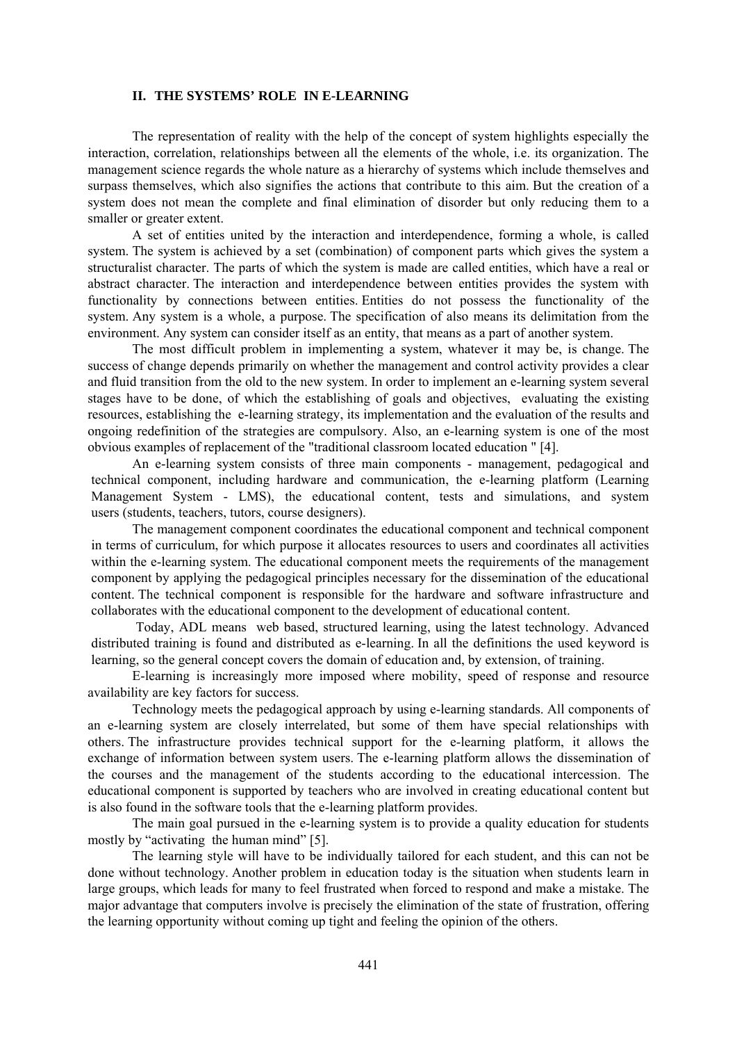## II. THE SYSTEMS' ROLE IN E-LEARNING

The representation of reality with the help of the concept of system highlights especially the interaction, correlation, relationships between all the elements of the whole, i.e. its organization. The management science regards the whole nature as a hierarchy of systems which include themselves and surpass themselves, which also signifies the actions that contribute to this aim. But the creation of a system does not mean the complete and final elimination of disorder but only reducing them to a smaller or greater extent.

A set of entities united by the interaction and interdependence, forming a whole, is called system. The system is achieved by a set (combination) of component parts which gives the system a structuralist character. The parts of which the system is made are called entities, which have a real or abstract character. The interaction and interdependence between entities provides the system with functionality by connections between entities. Entities do not possess the functionality of the system. Any system is a whole, a purpose. The specification of also means its delimitation from the environment. Any system can consider itself as an entity, that means as a part of another system.

The most difficult problem in implementing a system, whatever it may be, is change. The success of change depends primarily on whether the management and control activity provides a clear and fluid transition from the old to the new system. In order to implement an e-learning system several stages have to be done, of which the establishing of goals and objectives, evaluating the existing resources, establishing the e-learning strategy, its implementation and the evaluation of the results and ongoing redefinition of the strategies are compulsory. Also, an e-learning system is one of the most obvious examples of replacement of the "traditional classroom located education " [4].

An e-learning system consists of three main components - management, pedagogical and technical component, including hardware and communication, the e-learning platform (Learning Management System - LMS), the educational content, tests and simulations, and system users (students, teachers, tutors, course designers).

The management component coordinates the educational component and technical component in terms of curriculum, for which purpose it allocates resources to users and coordinates all activities within the e-learning system. The educational component meets the requirements of the management component by applying the pedagogical principles necessary for the dissemination of the educational content. The technical component is responsible for the hardware and software infrastructure and collaborates with the educational component to the development of educational content.

Today, ADL means web based, structured learning, using the latest technology. Advanced distributed training is found and distributed as e-learning. In all the definitions the used keyword is learning, so the general concept covers the domain of education and, by extension, of training.

E-learning is increasingly more imposed where mobility, speed of response and resource availability are key factors for success.

Technology meets the pedagogical approach by using e-learning standards. All components of an e-learning system are closely interrelated, but some of them have special relationships with others. The infrastructure provides technical support for the e-learning platform, it allows the exchange of information between system users. The e-learning platform allows the dissemination of the courses and the management of the students according to the educational intercession. The educational component is supported by teachers who are involved in creating educational content but is also found in the software tools that the e-learning platform provides.

The main goal pursued in the e-learning system is to provide a quality education for students mostly by "activating the human mind" [5].

The learning style will have to be individually tailored for each student, and this can not be done without technology. Another problem in education today is the situation when students learn in large groups, which leads for many to feel frustrated when forced to respond and make a mistake. The major advantage that computers involve is precisely the elimination of the state of frustration, offering the learning opportunity without coming up tight and feeling the opinion of the others.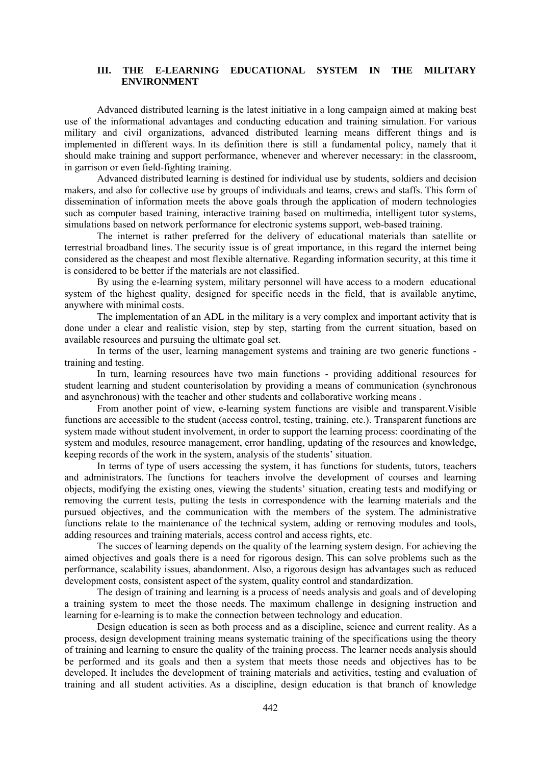## III. THE E-LEARNING EDUCATIONAL SYSTEM IN THE MILITARY ENVIRONMENT

Advanced distributed learning is the latest initiative in a long campaign aimed at making best use of the informational advantages and conducting education and training simulation. For various military and civil organizations, advanced distributed learning means different things and is implemented in different ways. In its definition there is still a fundamental policy, namely that it should make training and support performance, whenever and wherever necessary: in the classroom, in garrison or even field-fighting training.

Advanced distributed learning is destined for individual use by students, soldiers and decision makers, and also for collective use by groups of individuals and teams, crews and staffs. This form of dissemination of information meets the above goals through the application of modern technologies such as computer based training, interactive training based on multimedia, intelligent tutor systems, simulations based on network performance for electronic systems support, web-based training.

The internet is rather preferred for the delivery of educational materials than satellite or terrestrial broadband lines. The security issue is of great importance, in this regard the internet being considered as the cheapest and most flexible alternative. Regarding information security, at this time it is considered to be better if the materials are not classified.

By using the e-learning system, military personnel will have access to a modern educational system of the highest quality, designed for specific needs in the field, that is available anytime, anywhere with minimal costs.

The implementation of an ADL in the military is a very complex and important activity that is done under a clear and realistic vision, step by step, starting from the current situation, based on available resources and pursuing the ultimate goal set.

In terms of the user, learning management systems and training are two generic functions - training and testing.

In turn, learning resources have two main functions - providing additional resources for student learning and student counterisolation by providing a means of communication (synchronous and asynchronous) with the teacher and other students and collaborative working means .

From another point of view, e-learning system functions are visible and transparent.Visible functions are accessible to the student (access control, testing, training, etc.). Transparent functions are system made without student involvement, in order to support the learning process: coordinating of the system and modules, resource management, error handling, updating of the resources and knowledge, keeping records of the work in the system, analysis of the students' situation.

In terms of type of users accessing the system, it has functions for students, tutors, teachers and administrators. The functions for teachers involve the development of courses and learning objects, modifying the existing ones, viewing the students' situation, creating tests and modifying or removing the current tests, putting the tests in correspondence with the learning materials and the pursued objectives, and the communication with the members of the system. The administrative functions relate to the maintenance of the technical system, adding or removing modules and tools, adding resources and training materials, access control and access rights, etc.

The succes of learning depends on the quality of the learning system design. For achieving the aimed objectives and goals there is a need for rigorous design. This can solve problems such as the performance, scalability issues, abandonment. Also, a rigorous design has advantages such as reduced development costs, consistent aspect of the system, quality control and standardization.

The design of training and learning is a process of needs analysis and goals and of developing a training system to meet the those needs. The maximum challenge in designing instruction and learning for e-learning is to make the connection between technology and education.

Design education is seen as both process and as a discipline, science and current reality. As a process, design development training means systematic training of the specifications using the theory of training and learning to ensure the quality of the training process. The learner needs analysis should be performed and its goals and then a system that meets those needs and objectives has to be developed. It includes the development of training materials and activities, testing and evaluation of training and all student activities. As a discipline, design education is that branch of knowledge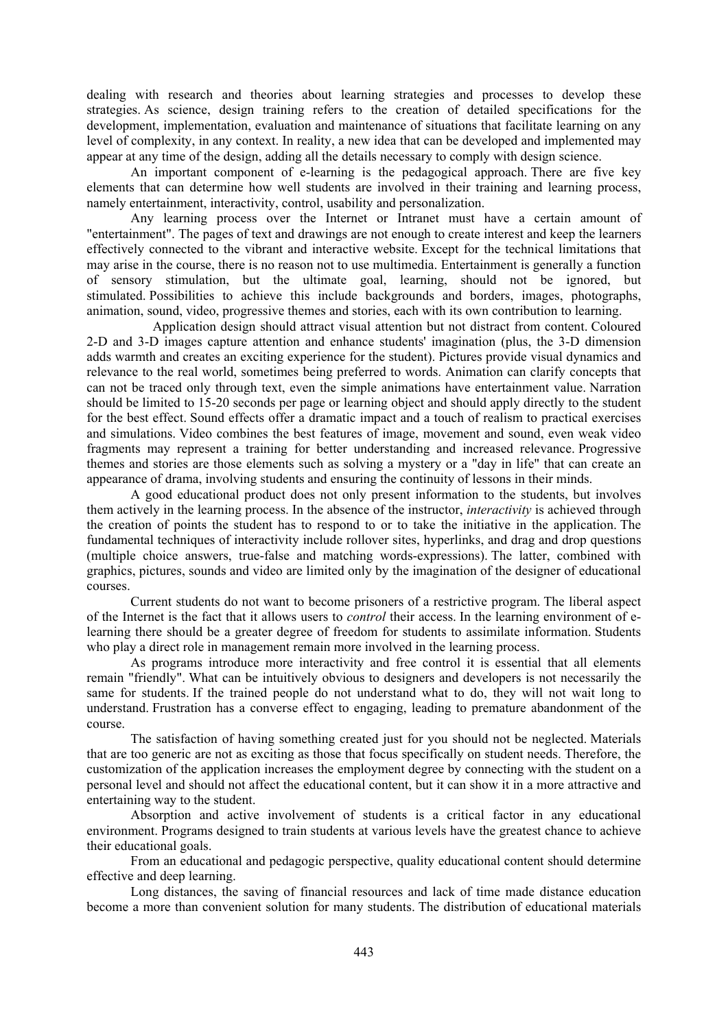dealing with research and theories about learning strategies and processes to develop these strategies. As science, design training refers to the creation of detailed specifications for the development, implementation, evaluation and maintenance of situations that facilitate learning on any level of complexity, in any context. In reality, a new idea that can be developed and implemented may appear at any time of the design, adding all the details necessary to comply with design science.

An important component of e-learning is the pedagogical approach. There are five key elements that can determine how well students are involved in their training and learning process, namely entertainment, interactivity, control, usability and personalization.

Any learning process over the Internet or Intranet must have a certain amount of "entertainment". The pages of text and drawings are not enough to create interest and keep the learners effectively connected to the vibrant and interactive website. Except for the technical limitations that may arise in the course, there is no reason not to use multimedia. Entertainment is generally a function of sensory stimulation, but the ultimate goal, learning, should not be ignored, but stimulated. Possibilities to achieve this include backgrounds and borders, images, photographs, animation, sound, video, progressive themes and stories, each with its own contribution to learning.

Application design should attract visual attention but not distract from content. Coloured 2-D and 3-D images capture attention and enhance students' imagination (plus, the 3-D dimension adds warmth and creates an exciting experience for the student). Pictures provide visual dynamics and relevance to the real world, sometimes being preferred to words. Animation can clarify concepts that can not be traced only through text, even the simple animations have entertainment value. Narration should be limited to 15-20 seconds per page or learning object and should apply directly to the student for the best effect. Sound effects offer a dramatic impact and a touch of realism to practical exercises and simulations. Video combines the best features of image, movement and sound, even weak video fragments may represent a training for better understanding and increased relevance. Progressive themes and stories are those elements such as solving a mystery or a "day in life" that can create an appearance of drama, involving students and ensuring the continuity of lessons in their minds.

A good educational product does not only present information to the students, but involves them actively in the learning process. In the absence of the instructor, *interactivity* is achieved through the creation of points the student has to respond to or to take the initiative in the application. The fundamental techniques of interactivity include rollover sites, hyperlinks, and drag and drop questions (multiple choice answers, true-false and matching words-expressions). The latter, combined with graphics, pictures, sounds and video are limited only by the imagination of the designer of educational courses.

Current students do not want to become prisoners of a restrictive program. The liberal aspect of the Internet is the fact that it allows users to *control* their access. In the learning environment of e-learning there should be a greater degree of freedom for students to assimilate information. Students who play a direct role in management remain more involved in the learning process.

As programs introduce more interactivity and free control it is essential that all elements remain "friendly". What can be intuitively obvious to designers and developers is not necessarily the same for students. If the trained people do not understand what to do, they will not wait long to understand. Frustration has a converse effect to engaging, leading to premature abandonment of the course.

The satisfaction of having something created just for you should not be neglected. Materials that are too generic are not as exciting as those that focus specifically on student needs. Therefore, the customization of the application increases the employment degree by connecting with the student on a personal level and should not affect the educational content, but it can show it in a more attractive and entertaining way to the student.

Absorption and active involvement of students is a critical factor in any educational environment. Programs designed to train students at various levels have the greatest chance to achieve their educational goals.

From an educational and pedagogic perspective, quality educational content should determine effective and deep learning.

Long distances, the saving of financial resources and lack of time made distance education become a more than convenient solution for many students. The distribution of educational materials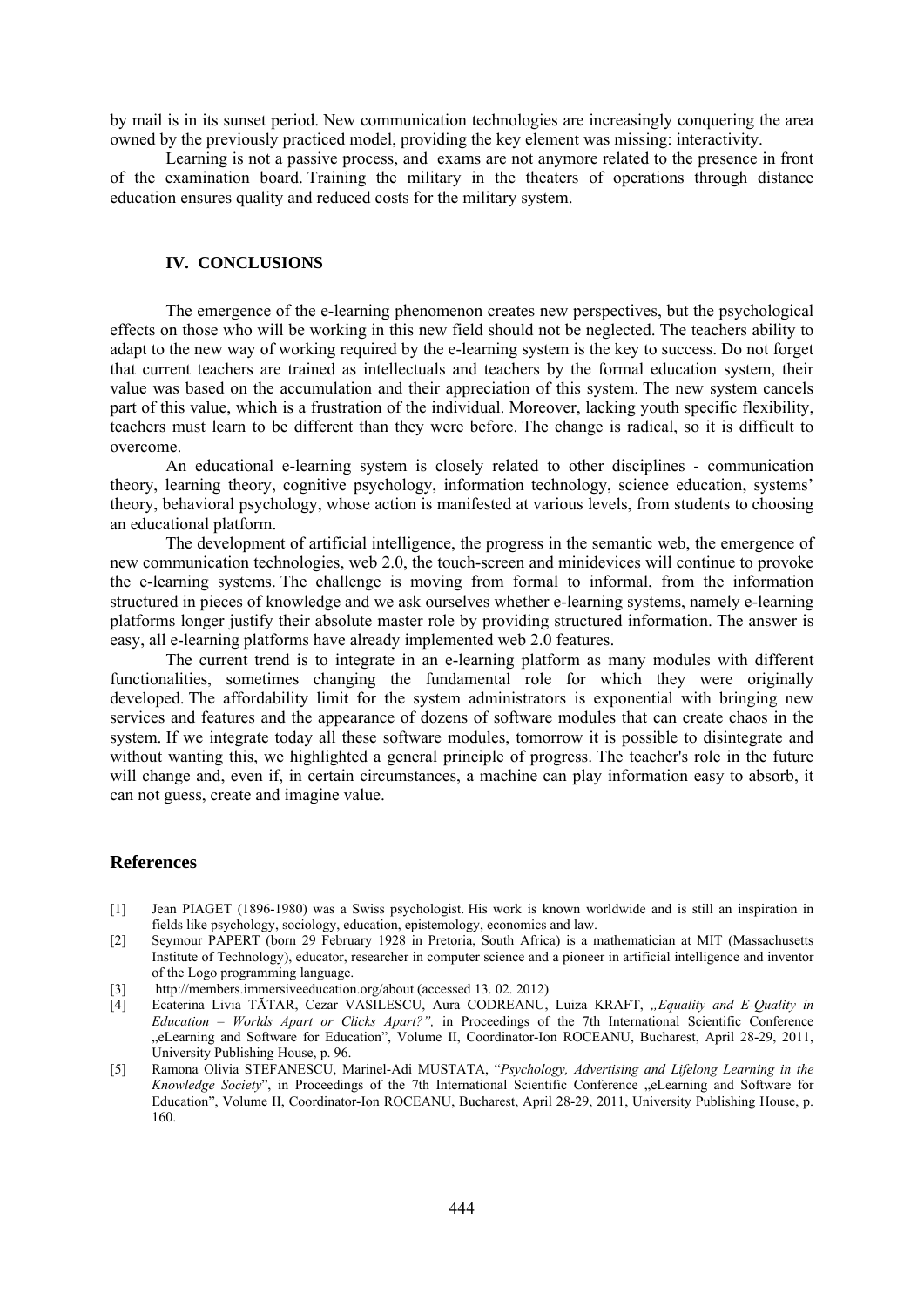by mail is in its sunset period. New communication technologies are increasingly conquering the area owned by the previously practiced model, providing the key element was missing: interactivity.

Learning is not a passive process, and exams are not anymore related to the presence in front of the examination board. Training the military in the theaters of operations through distance education ensures quality and reduced costs for the military system.

## IV. CONCLUSIONS

The emergence of the e-learning phenomenon creates new perspectives, but the psychological effects on those who will be working in this new field should not be neglected. The teachers ability to adapt to the new way of working required by the e-learning system is the key to success. Do not forget that current teachers are trained as intellectuals and teachers by the formal education system, their value was based on the accumulation and their appreciation of this system. The new system cancels part of this value, which is a frustration of the individual. Moreover, lacking youth specific flexibility, teachers must learn to be different than they were before. The change is radical, so it is difficult to overcome.

An educational e-learning system is closely related to other disciplines - communication theory, learning theory, cognitive psychology, information technology, science education, systems' theory, behavioral psychology, whose action is manifested at various levels, from students to choosing an educational platform.

The development of artificial intelligence, the progress in the semantic web, the emergence of new communication technologies, web 2.0, the touch-screen and minidevices will continue to provoke the e-learning systems. The challenge is moving from formal to informal, from the information structured in pieces of knowledge and we ask ourselves whether e-learning systems, namely e-learning platforms longer justify their absolute master role by providing structured information. The answer is easy, all e-learning platforms have already implemented web 2.0 features.

The current trend is to integrate in an e-learning platform as many modules with different functionalities, sometimes changing the fundamental role for which they were originally developed. The affordability limit for the system administrators is exponential with bringing new services and features and the appearance of dozens of software modules that can create chaos in the system. If we integrate today all these software modules, tomorrow it is possible to disintegrate and without wanting this, we highlighted a general principle of progress. The teacher's role in the future will change and, even if, in certain circumstances, a machine can play information easy to absorb, it can not guess, create and imagine value.

## References

[1] Jean PIAGET (1896-1980) was a Swiss psychologist. His work is known worldwide and is still an inspiration in fields like psychology, sociology, education, epistemology, economics and law.

[2] Seymour PAPERT (born 29 February 1928 in Pretoria, South Africa) is a mathematician at MIT (Massachusetts Institute of Technology), educator, researcher in computer science and a pioneer in artificial intelligence and inventor of the Logo programming language.

[3] http://members.immersiveeducation.org/about (accessed 13. 02. 2012)

[4] Ecaterina Livia TĂTAR, Cezar VASILESCU, Aura CODREANU, Luiza KRAFT, *„Equality and E-Quality in Education – Worlds Apart or Clicks Apart?",* in Proceedings of the 7th International Scientific Conference „eLearning and Software for Education", Volume II, Coordinator-Ion ROCEANU, Bucharest, April 28-29, 2011, University Publishing House, p. 96.

[5] Ramona Olivia STEFANESCU, Marinel-Adi MUSTATA, "*Psychology, Advertising and Lifelong Learning in the Knowledge Society*", in Proceedings of the 7th International Scientific Conference „eLearning and Software for Education", Volume II, Coordinator-Ion ROCEANU, Bucharest, April 28-29, 2011, University Publishing House, p. 160.